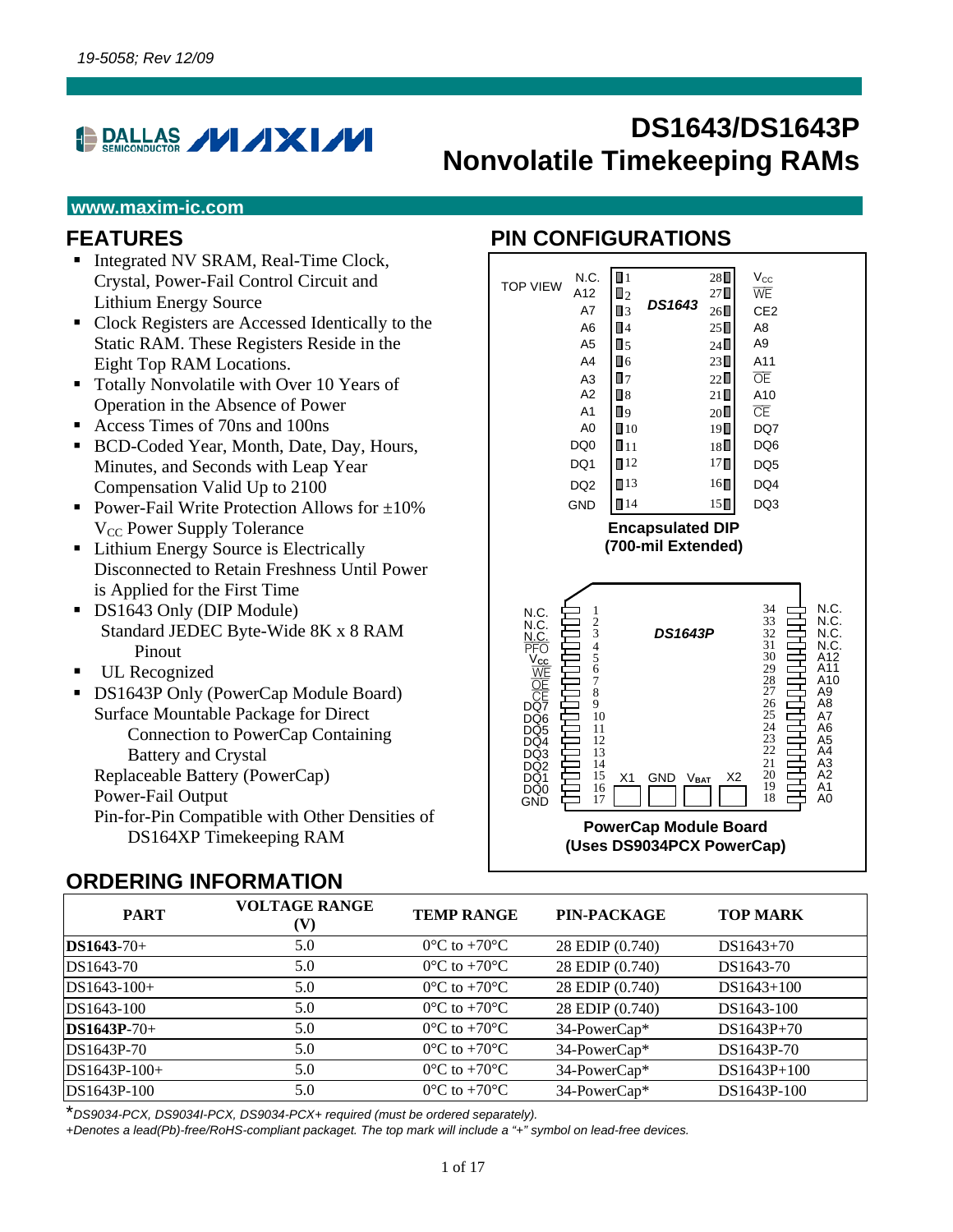19-5058; Rev 12/09

# DS1643/DS1643P Nonvolatile Timekeeping RAMs

www.maxim-ic.com

## FEATURES

- Integrated NV SRAM, Real-Time Clock, Crystal, Power-Fail Control Circuit and Lithium Energy Source
- Clock Registers are Accessed Identically to the Static RAM. These Registers Reside in the Eight Top RAM Locations.
- Totally Nonvolatile with Over 10 Years of Operation in the Absence of Power
- Access Times of 70ns and 100ns
- BCD-Coded Year, Month, Date, Day, Hours, Minutes, and Seconds with Leap Year Compensation Valid Up to 2100
- Power-Fail Write Protection Allows for ±10% $V_{CC}$ Power Supply Tolerance
- Lithium Energy Source is Electrically Disconnected to Retain Freshness Until Power is Applied for the First Time
- DS1643 Only (DIP Module)
  Standard JEDEC Byte-Wide 8K x 8 RAM Pinout
- UL Recognized
- DS1643P Only (PowerCap Module Board)
  Surface Mountable Package for Direct Connection to PowerCap Containing Battery and Crystal
  Replaceable Battery (PowerCap)
  Power-Fail Output
  Pin-for-Pin Compatible with Other Densities of DS164XP Timekeeping RAM

## PIN CONFIGURATIONS

TOP VIEW

**DS1643**

| Pin | Name | Pin | Name |
|---|---|---|---|
| 1 | N.C. | 28 | $V_{CC}$ |
| 2 | A12 | 27 | $\overline{WE}$ |
| 3 | A7 | 26 | CE2 |
| 4 | A6 | 25 | A8 |
| 5 | A5 | 24 | A9 |
| 6 | A4 | 23 | A11 |
| 7 | A3 | 22 | $\overline{OE}$ |
| 8 | A2 | 21 | A10 |
| 9 | A1 | 20 | $\overline{CE}$ |
| 10 | A0 | 19 | DQ7 |
| 11 | DQ0 | 18 | DQ6 |
| 12 | DQ1 | 17 | DQ5 |
| 13 | DQ2 | 16 | DQ4 |
| 14 | GND | 15 | DQ3 |

**Encapsulated DIP (700-mil Extended)**

**DS1643P**

| Pin | Name | Pin | Name |
|---|---|---|---|
| 1 | N.C. | 34 | N.C. |
| 2 | N.C. | 33 | N.C. |
| 3 | N.C. | 32 | N.C. |
| 4 | $\overline{PFO}$ | 31 | N.C. |
| 5 | $V_{CC}$ | 30 | A12 |
| 6 | $\overline{WE}$ | 29 | A11 |
| 7 | $\overline{OE}$ | 28 | A10 |
| 8 | $\overline{CE}$ | 27 | A9 |
| 9 | DQ7 | 26 | A8 |
| 10 | DQ6 | 25 | A7 |
| 11 | DQ5 | 24 | A6 |
| 12 | DQ4 | 23 | A5 |
| 13 | DQ3 | 22 | A4 |
| 14 | DQ2 | 21 | A3 |
| 15 | DQ1 | 20 | A2 |
| 16 | DQ0 | 19 | A1 |
| 17 | GND | 18 | A0 |

X1 GND $V_{BAT}$ X2

**PowerCap Module Board (Uses DS9034PCX PowerCap)**

## ORDERING INFORMATION

| PART | VOLTAGE RANGE (V) | TEMP RANGE | PIN-PACKAGE | TOP MARK |
|---|---|---|---|---|
| **DS1643**-70+ | 5.0 | 0°C to +70°C | 28 EDIP (0.740) | DS1643+70 |
| DS1643-70 | 5.0 | 0°C to +70°C | 28 EDIP (0.740) | DS1643-70 |
| DS1643-100+ | 5.0 | 0°C to +70°C | 28 EDIP (0.740) | DS1643+100 |
| DS1643-100 | 5.0 | 0°C to +70°C | 28 EDIP (0.740) | DS1643-100 |
| **DS1643P**-70+ | 5.0 | 0°C to +70°C | 34-PowerCap* | DS1643P+70 |
| DS1643P-70 | 5.0 | 0°C to +70°C | 34-PowerCap* | DS1643P-70 |
| DS1643P-100+ | 5.0 | 0°C to +70°C | 34-PowerCap* | DS1643P+100 |
| DS1643P-100 | 5.0 | 0°C to +70°C | 34-PowerCap* | DS1643P-100 |

*\*DS9034-PCX, DS9034I-PCX, DS9034-PCX+ required (must be ordered separately).*

*+Denotes a lead(Pb)-free/RoHS-compliant packaget. The top mark will include a "+" symbol on lead-free devices.*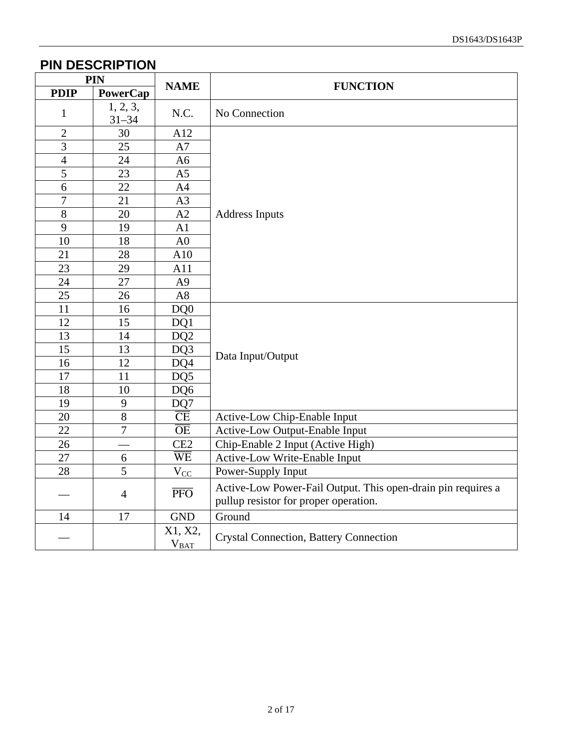## PIN DESCRIPTION

| PIN | | NAME | FUNCTION |
|---|---|---|---|
| PDIP | PowerCap | | |
| 1 | 1, 2, 3, 31–34 | N.C. | No Connection |
| 2 | 30 | A12 | Address Inputs |
| 3 | 25 | A7 | |
| 4 | 24 | A6 | |
| 5 | 23 | A5 | |
| 6 | 22 | A4 | |
| 7 | 21 | A3 | |
| 8 | 20 | A2 | |
| 9 | 19 | A1 | |
| 10 | 18 | A0 | |
| 21 | 28 | A10 | |
| 23 | 29 | A11 | |
| 24 | 27 | A9 | |
| 25 | 26 | A8 | |
| 11 | 16 | DQ0 | Data Input/Output |
| 12 | 15 | DQ1 | |
| 13 | 14 | DQ2 | |
| 15 | 13 | DQ3 | |
| 16 | 12 | DQ4 | |
| 17 | 11 | DQ5 | |
| 18 | 10 | DQ6 | |
| 19 | 9 | DQ7 | |
| 20 | 8 | $\overline{\text{CE}}$ | Active-Low Chip-Enable Input |
| 22 | 7 | $\overline{\text{OE}}$ | Active-Low Output-Enable Input |
| 26 | — | CE2 | Chip-Enable 2 Input (Active High) |
| 27 | 6 | $\overline{\text{WE}}$ | Active-Low Write-Enable Input |
| 28 | 5 | $V_{CC}$ | Power-Supply Input |
| — | 4 | $\overline{\text{PFO}}$ | Active-Low Power-Fail Output. This open-drain pin requires a pullup resistor for proper operation. |
| 14 | 17 | GND | Ground |
| — | | X1, X2, $V_{BAT}$ | Crystal Connection, Battery Connection |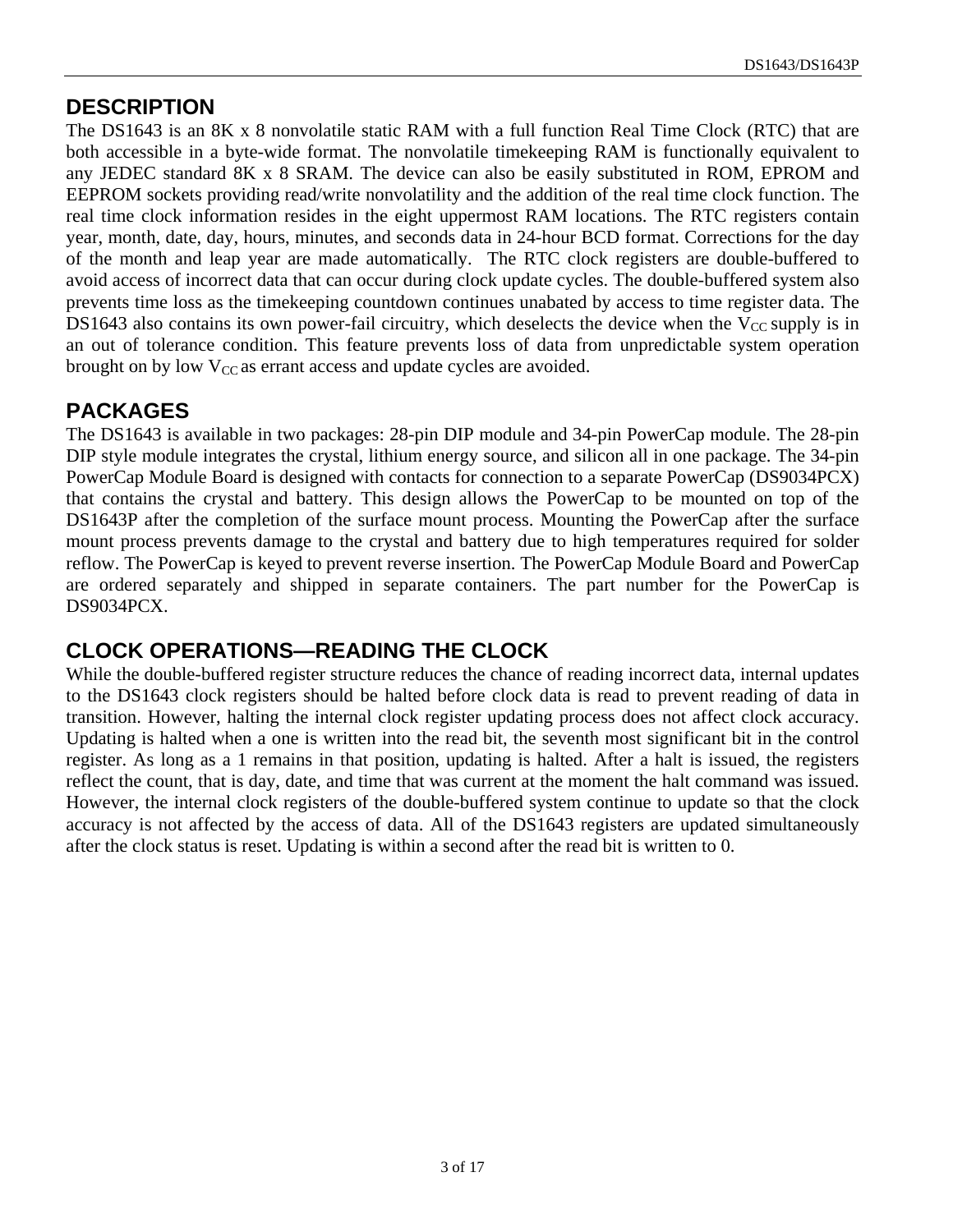## DESCRIPTION

The DS1643 is an 8K x 8 nonvolatile static RAM with a full function Real Time Clock (RTC) that are both accessible in a byte-wide format. The nonvolatile timekeeping RAM is functionally equivalent to any JEDEC standard 8K x 8 SRAM. The device can also be easily substituted in ROM, EPROM and EEPROM sockets providing read/write nonvolatility and the addition of the real time clock function. The real time clock information resides in the eight uppermost RAM locations. The RTC registers contain year, month, date, day, hours, minutes, and seconds data in 24-hour BCD format. Corrections for the day of the month and leap year are made automatically. The RTC clock registers are double-buffered to avoid access of incorrect data that can occur during clock update cycles. The double-buffered system also prevents time loss as the timekeeping countdown continues unabated by access to time register data. The DS1643 also contains its own power-fail circuitry, which deselects the device when the $V_{CC}$ supply is in an out of tolerance condition. This feature prevents loss of data from unpredictable system operation brought on by low $V_{CC}$ as errant access and update cycles are avoided.

## PACKAGES

The DS1643 is available in two packages: 28-pin DIP module and 34-pin PowerCap module. The 28-pin DIP style module integrates the crystal, lithium energy source, and silicon all in one package. The 34-pin PowerCap Module Board is designed with contacts for connection to a separate PowerCap (DS9034PCX) that contains the crystal and battery. This design allows the PowerCap to be mounted on top of the DS1643P after the completion of the surface mount process. Mounting the PowerCap after the surface mount process prevents damage to the crystal and battery due to high temperatures required for solder reflow. The PowerCap is keyed to prevent reverse insertion. The PowerCap Module Board and PowerCap are ordered separately and shipped in separate containers. The part number for the PowerCap is DS9034PCX.

## CLOCK OPERATIONS—READING THE CLOCK

While the double-buffered register structure reduces the chance of reading incorrect data, internal updates to the DS1643 clock registers should be halted before clock data is read to prevent reading of data in transition. However, halting the internal clock register updating process does not affect clock accuracy. Updating is halted when a one is written into the read bit, the seventh most significant bit in the control register. As long as a 1 remains in that position, updating is halted. After a halt is issued, the registers reflect the count, that is day, date, and time that was current at the moment the halt command was issued. However, the internal clock registers of the double-buffered system continue to update so that the clock accuracy is not affected by the access of data. All of the DS1643 registers are updated simultaneously after the clock status is reset. Updating is within a second after the read bit is written to 0.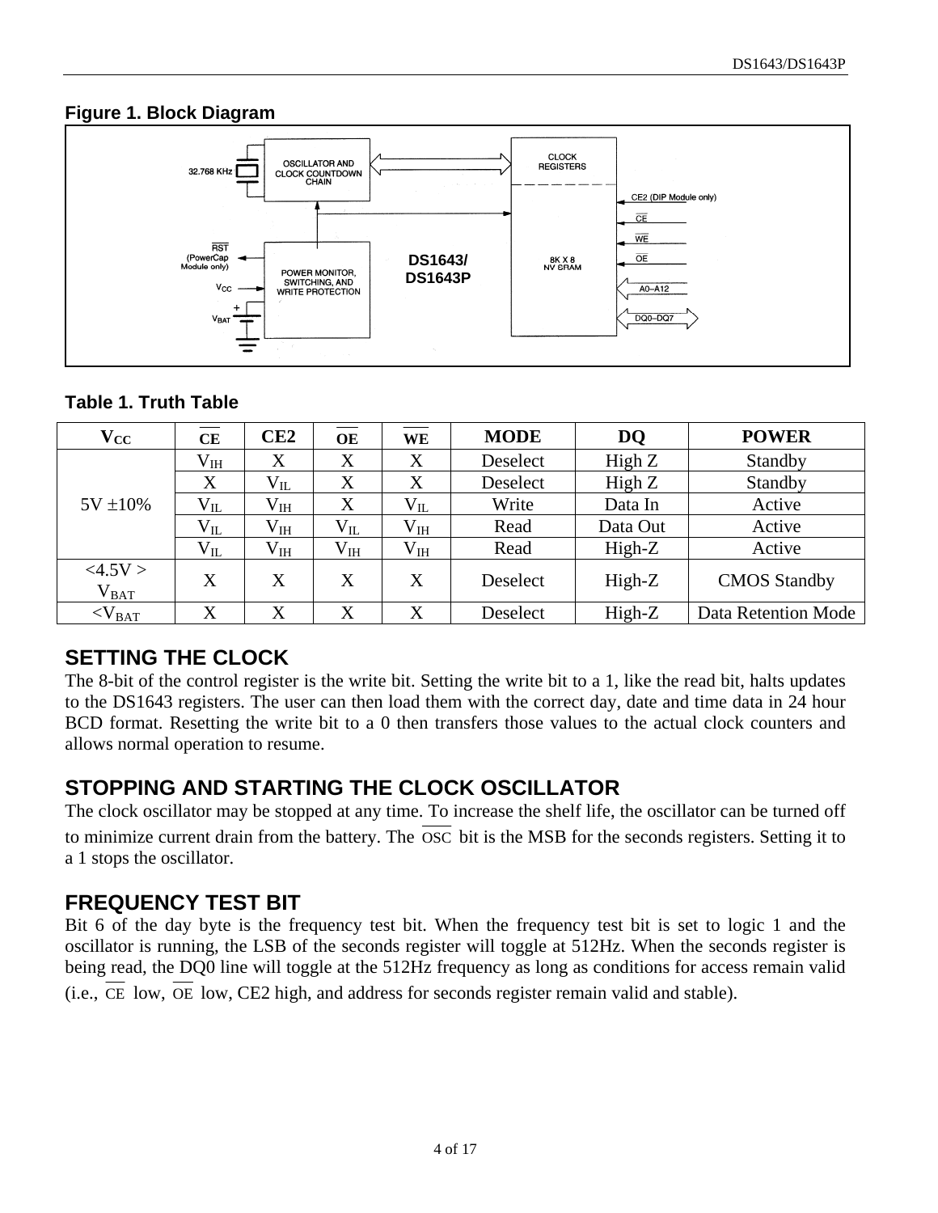**Figure 1. Block Diagram**

**Table 1. Truth Table**

| $V_{CC}$ | $\overline{CE}$ | CE2 | $\overline{OE}$ | $\overline{WE}$ | MODE | DQ | POWER |
|---|---|---|---|---|---|---|---|
| 5V ±10% | $V_{IH}$ | X | X | X | Deselect | High Z | Standby |
| | X | $V_{IL}$ | X | X | Deselect | High Z | Standby |
| | $V_{IL}$ | $V_{IH}$ | X | $V_{IL}$ | Write | Data In | Active |
| | $V_{IL}$ | $V_{IH}$ | $V_{IL}$ | $V_{IH}$ | Read | Data Out | Active |
| | $V_{IL}$ | $V_{IH}$ | $V_{IH}$ | $V_{IH}$ | Read | High-Z | Active |
| <4.5V > $V_{BAT}$ | X | X | X | X | Deselect | High-Z | CMOS Standby |
| <$V_{BAT}$ | X | X | X | X | Deselect | High-Z | Data Retention Mode |

## SETTING THE CLOCK

The 8-bit of the control register is the write bit. Setting the write bit to a 1, like the read bit, halts updates to the DS1643 registers. The user can then load them with the correct day, date and time data in 24 hour BCD format. Resetting the write bit to a 0 then transfers those values to the actual clock counters and allows normal operation to resume.

## STOPPING AND STARTING THE CLOCK OSCILLATOR

The clock oscillator may be stopped at any time. To increase the shelf life, the oscillator can be turned off to minimize current drain from the battery. The $\overline{OSC}$ bit is the MSB for the seconds registers. Setting it to a 1 stops the oscillator.

## FREQUENCY TEST BIT

Bit 6 of the day byte is the frequency test bit. When the frequency test bit is set to logic 1 and the oscillator is running, the LSB of the seconds register will toggle at 512Hz. When the seconds register is being read, the DQ0 line will toggle at the 512Hz frequency as long as conditions for access remain valid (i.e., $\overline{CE}$ low, $\overline{OE}$ low, CE2 high, and address for seconds register remain valid and stable).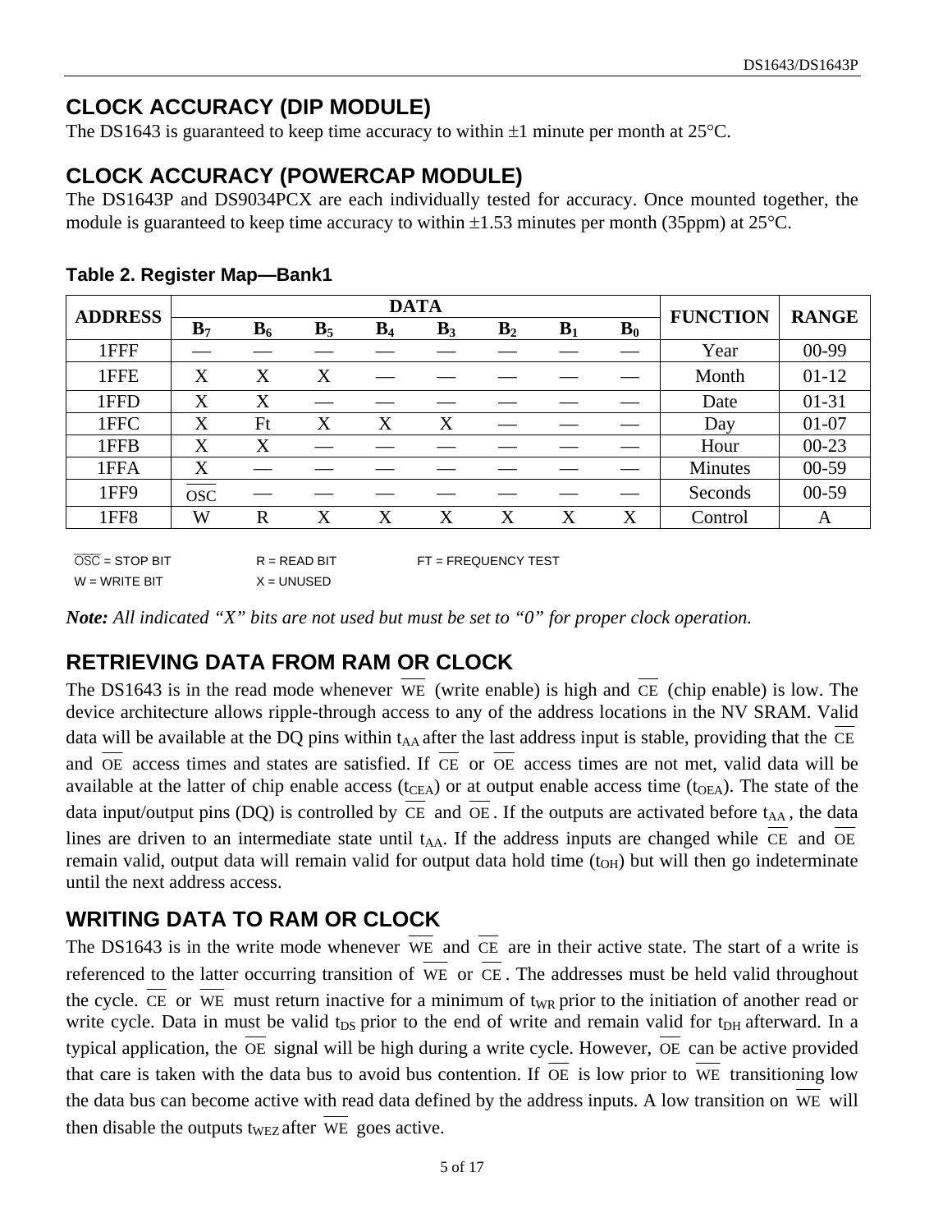## CLOCK ACCURACY (DIP MODULE)

The DS1643 is guaranteed to keep time accuracy to within ±1 minute per month at 25°C.

## CLOCK ACCURACY (POWERCAP MODULE)

The DS1643P and DS9034PCX are each individually tested for accuracy. Once mounted together, the module is guaranteed to keep time accuracy to within ±1.53 minutes per month (35ppm) at 25°C.

### Table 2. Register Map—Bank1

| ADDRESS | DATA | | | | | | | | FUNCTION | RANGE |
|---|---|---|---|---|---|---|---|---|---|---|
| | $B_7$ | $B_6$ | $B_5$ | $B_4$ | $B_3$ | $B_2$ | $B_1$ | $B_0$ | | |
| 1FFF | — | — | — | — | — | — | — | — | Year | 00-99 |
| 1FFE | X | X | X | — | — | — | — | — | Month | 01-12 |
| 1FFD | X | X | — | — | — | — | — | — | Date | 01-31 |
| 1FFC | X | Ft | X | X | X | — | — | — | Day | 01-07 |
| 1FFB | X | X | — | — | — | — | — | — | Hour | 00-23 |
| 1FFA | X | — | — | — | — | — | — | — | Minutes | 00-59 |
| 1FF9 | $\overline{OSC}$ | — | — | — | — | — | — | — | Seconds | 00-59 |
| 1FF8 | W | R | X | X | X | X | X | X | Control | A |

$\overline{OSC}$ = STOP BIT R = READ BIT FT = FREQUENCY TEST
W = WRITE BIT X = UNUSED

***Note:*** *All indicated "X" bits are not used but must be set to "0" for proper clock operation.*

## RETRIEVING DATA FROM RAM OR CLOCK

The DS1643 is in the read mode whenever $\overline{WE}$ (write enable) is high and $\overline{CE}$ (chip enable) is low. The device architecture allows ripple-through access to any of the address locations in the NV SRAM. Valid data will be available at the DQ pins within $t_{AA}$ after the last address input is stable, providing that the $\overline{CE}$ and $\overline{OE}$ access times and states are satisfied. If $\overline{CE}$ or $\overline{OE}$ access times are not met, valid data will be available at the latter of chip enable access ($t_{CEA}$) or at output enable access time ($t_{OEA}$). The state of the data input/output pins (DQ) is controlled by $\overline{CE}$ and $\overline{OE}$. If the outputs are activated before $t_{AA}$, the data lines are driven to an intermediate state until $t_{AA}$. If the address inputs are changed while $\overline{CE}$ and $\overline{OE}$ remain valid, output data will remain valid for output data hold time ($t_{OH}$) but will then go indeterminate until the next address access.

## WRITING DATA TO RAM OR CLOCK

The DS1643 is in the write mode whenever $\overline{WE}$ and $\overline{CE}$ are in their active state. The start of a write is referenced to the latter occurring transition of $\overline{WE}$ or $\overline{CE}$. The addresses must be held valid throughout the cycle. $\overline{CE}$ or $\overline{WE}$ must return inactive for a minimum of $t_{WR}$ prior to the initiation of another read or write cycle. Data in must be valid $t_{DS}$ prior to the end of write and remain valid for $t_{DH}$ afterward. In a typical application, the $\overline{OE}$ signal will be high during a write cycle. However, $\overline{OE}$ can be active provided that care is taken with the data bus to avoid bus contention. If $\overline{OE}$ is low prior to $\overline{WE}$ transitioning low the data bus can become active with read data defined by the address inputs. A low transition on $\overline{WE}$ will then disable the outputs $t_{WEZ}$ after $\overline{WE}$ goes active.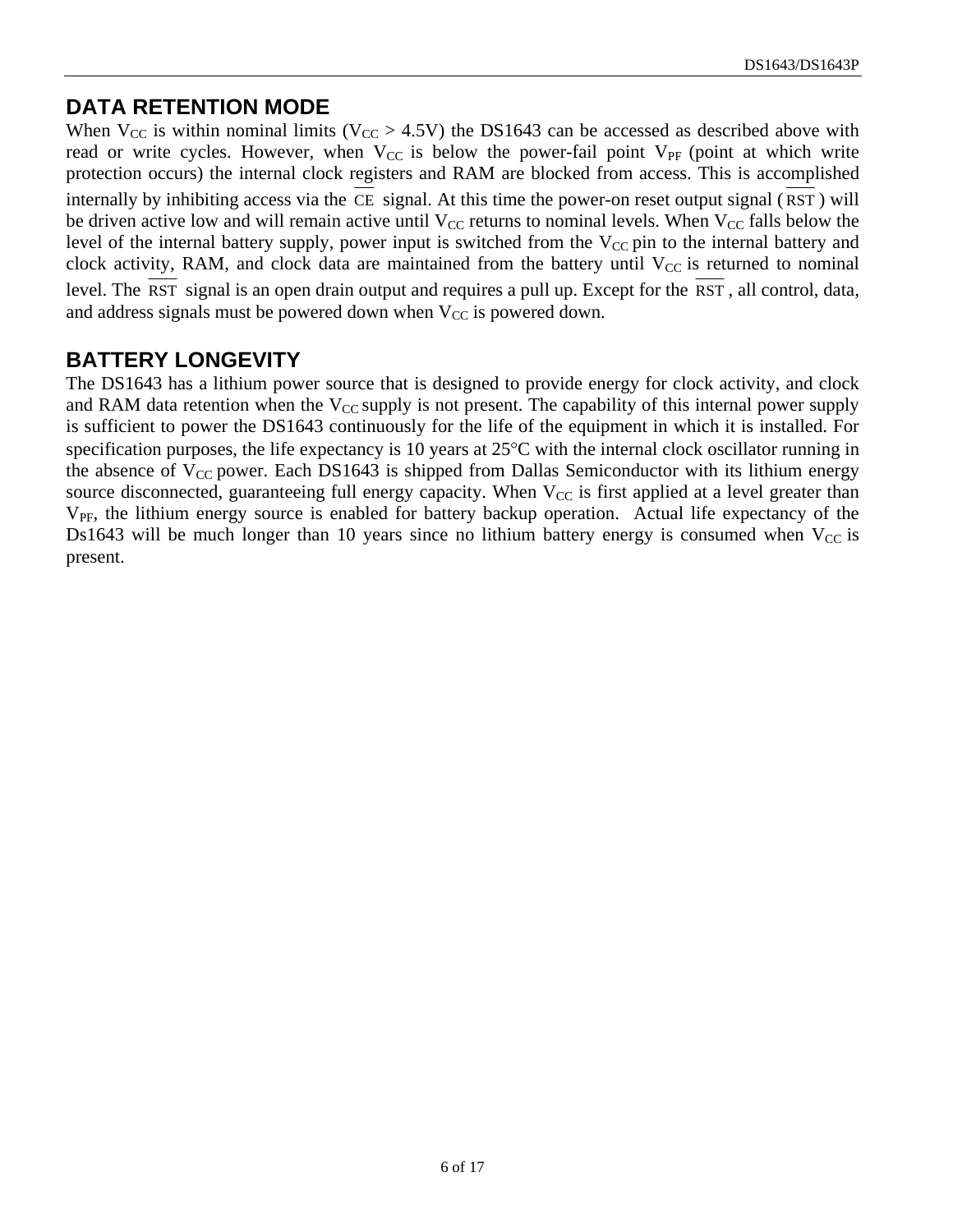## DATA RETENTION MODE

When $V_{CC}$ is within nominal limits ($V_{CC}$ > 4.5V) the DS1643 can be accessed as described above with read or write cycles. However, when $V_{CC}$ is below the power-fail point $V_{PF}$ (point at which write protection occurs) the internal clock registers and RAM are blocked from access. This is accomplished internally by inhibiting access via the $\overline{CE}$ signal. At this time the power-on reset output signal ($\overline{RST}$) will be driven active low and will remain active until $V_{CC}$ returns to nominal levels. When $V_{CC}$ falls below the level of the internal battery supply, power input is switched from the $V_{CC}$ pin to the internal battery and clock activity, RAM, and clock data are maintained from the battery until $V_{CC}$ is returned to nominal level. The $\overline{RST}$ signal is an open drain output and requires a pull up. Except for the $\overline{RST}$, all control, data, and address signals must be powered down when $V_{CC}$ is powered down.

## BATTERY LONGEVITY

The DS1643 has a lithium power source that is designed to provide energy for clock activity, and clock and RAM data retention when the $V_{CC}$ supply is not present. The capability of this internal power supply is sufficient to power the DS1643 continuously for the life of the equipment in which it is installed. For specification purposes, the life expectancy is 10 years at 25°C with the internal clock oscillator running in the absence of $V_{CC}$ power. Each DS1643 is shipped from Dallas Semiconductor with its lithium energy source disconnected, guaranteeing full energy capacity. When $V_{CC}$ is first applied at a level greater than $V_{PF}$, the lithium energy source is enabled for battery backup operation. Actual life expectancy of the Ds1643 will be much longer than 10 years since no lithium battery energy is consumed when $V_{CC}$ is present.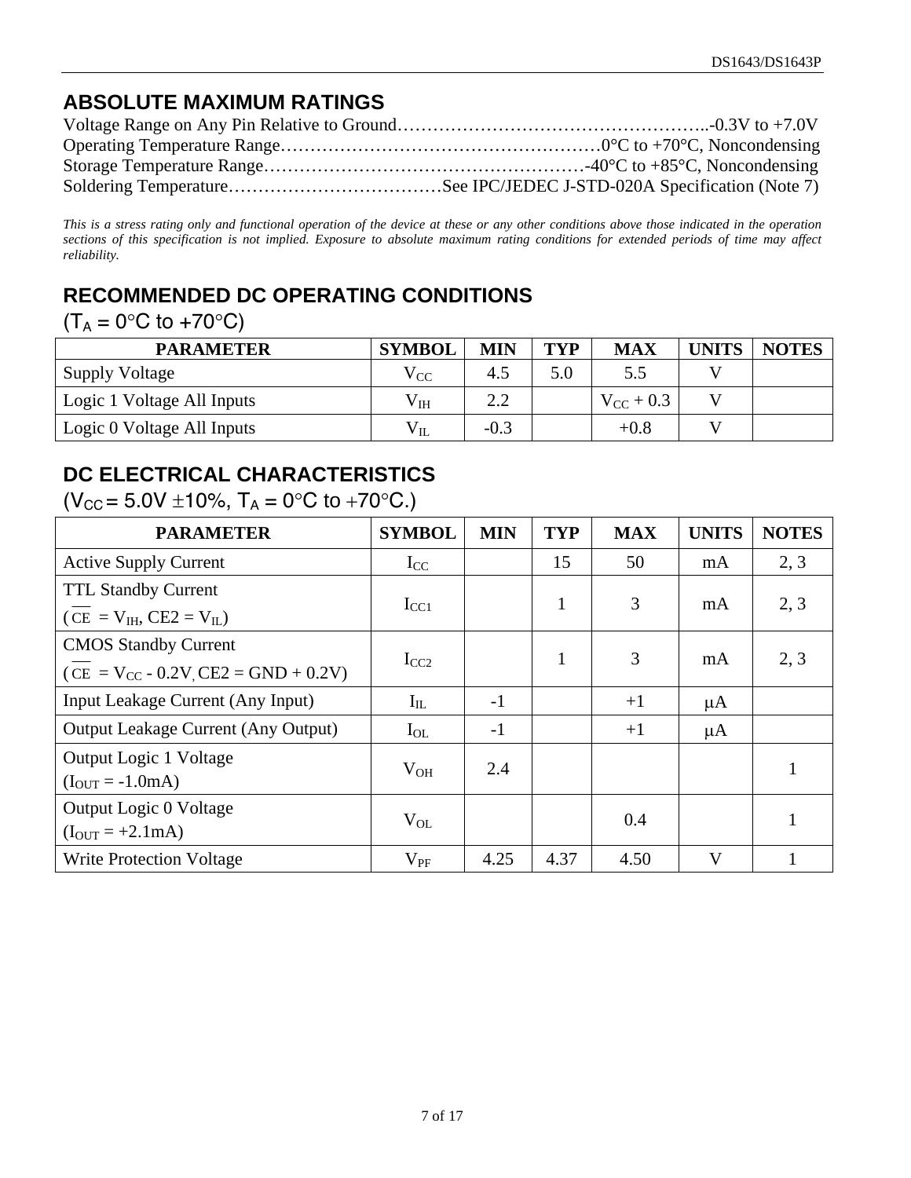## ABSOLUTE MAXIMUM RATINGS

Voltage Range on Any Pin Relative to Ground……………………………………………..-0.3V to +7.0V
Operating Temperature Range………………………………………………0°C to +70°C, Noncondensing
Storage Temperature Range………………………………………………-40°C to +85°C, Noncondensing
Soldering Temperature………………………………See IPC/JEDEC J-STD-020A Specification (Note 7)

*This is a stress rating only and functional operation of the device at these or any other conditions above those indicated in the operation sections of this specification is not implied. Exposure to absolute maximum rating conditions for extended periods of time may affect reliability.*

## RECOMMENDED DC OPERATING CONDITIONS

($T_A$ = 0°C to +70°C)

| PARAMETER | SYMBOL | MIN | TYP | MAX | UNITS | NOTES |
|---|---|---|---|---|---|---|
| Supply Voltage | $V_{CC}$ | 4.5 | 5.0 | 5.5 | V | |
| Logic 1 Voltage All Inputs | $V_{IH}$ | 2.2 | | $V_{CC}$ + 0.3 | V | |
| Logic 0 Voltage All Inputs | $V_{IL}$ | -0.3 | | +0.8 | V | |

## DC ELECTRICAL CHARACTERISTICS

($V_{CC}$ = 5.0V ±10%, $T_A$ = 0°C to +70°C.)

| PARAMETER | SYMBOL | MIN | TYP | MAX | UNITS | NOTES |
|---|---|---|---|---|---|---|
| Active Supply Current | $I_{CC}$ | | 15 | 50 | mA | 2, 3 |
| TTL Standby Current ($\overline{CE}$ = $V_{IH}$, CE2 = $V_{IL}$) | $I_{CC1}$ | | 1 | 3 | mA | 2, 3 |
| CMOS Standby Current ($\overline{CE}$ = $V_{CC}$ - 0.2V, CE2 = GND + 0.2V) | $I_{CC2}$ | | 1 | 3 | mA | 2, 3 |
| Input Leakage Current (Any Input) | $I_{IL}$ | -1 | | +1 | µA | |
| Output Leakage Current (Any Output) | $I_{OL}$ | -1 | | +1 | µA | |
| Output Logic 1 Voltage ($I_{OUT}$ = -1.0mA) | $V_{OH}$ | 2.4 | | | | 1 |
| Output Logic 0 Voltage ($I_{OUT}$ = +2.1mA) | $V_{OL}$ | | | 0.4 | | 1 |
| Write Protection Voltage | $V_{PF}$ | 4.25 | 4.37 | 4.50 | V | 1 |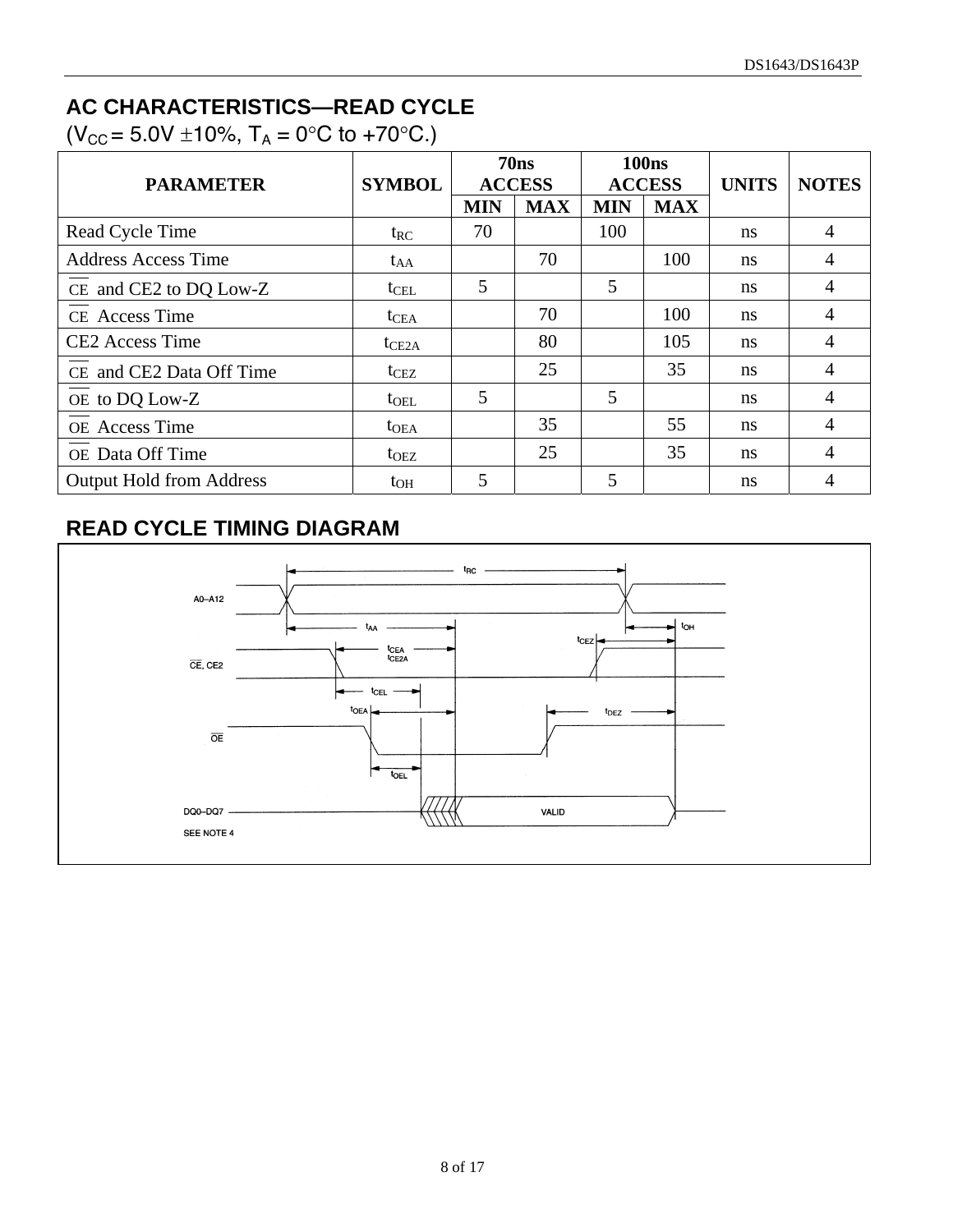## AC CHARACTERISTICS—READ CYCLE

($V_{CC}$ = 5.0V ±10%, $T_A$ = 0°C to +70°C.)

| PARAMETER | SYMBOL | 70ns ACCESS | | 100ns ACCESS | | UNITS | NOTES |
|---|---|---|---|---|---|---|---|
| | | MIN | MAX | MIN | MAX | | |
| Read Cycle Time | $t_{RC}$ | 70 | | 100 | | ns | 4 |
| Address Access Time | $t_{AA}$ | | 70 | | 100 | ns | 4 |
| $\overline{CE}$ and CE2 to DQ Low-Z | $t_{CEL}$ | 5 | | 5 | | ns | 4 |
| $\overline{CE}$ Access Time | $t_{CEA}$ | | 70 | | 100 | ns | 4 |
| CE2 Access Time | $t_{CE2A}$ | | 80 | | 105 | ns | 4 |
| $\overline{CE}$ and CE2 Data Off Time | $t_{CEZ}$ | | 25 | | 35 | ns | 4 |
| $\overline{OE}$ to DQ Low-Z | $t_{OEL}$ | 5 | | 5 | | ns | 4 |
| $\overline{OE}$ Access Time | $t_{OEA}$ | | 35 | | 55 | ns | 4 |
| $\overline{OE}$ Data Off Time | $t_{OEZ}$ | | 25 | | 35 | ns | 4 |
| Output Hold from Address | $t_{OH}$ | 5 | | 5 | | ns | 4 |

## READ CYCLE TIMING DIAGRAM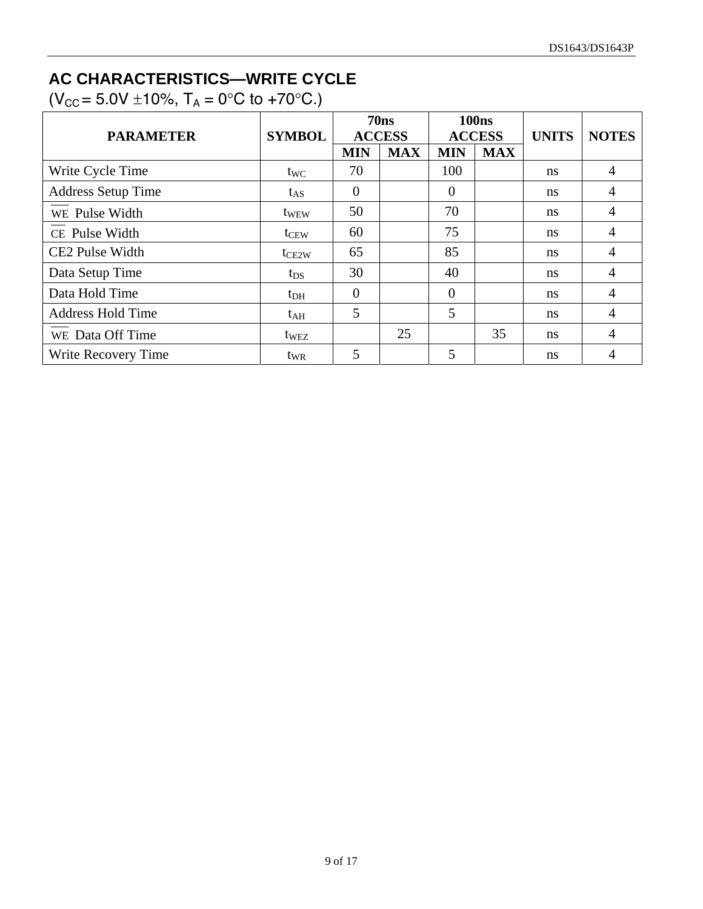## AC CHARACTERISTICS—WRITE CYCLE

($V_{CC}$ = 5.0V ±10%, $T_A$ = 0°C to +70°C.)

| PARAMETER | SYMBOL | 70ns ACCESS | | 100ns ACCESS | | UNITS | NOTES |
|---|---|---|---|---|---|---|---|
| | | MIN | MAX | MIN | MAX | | |
| Write Cycle Time | $t_{WC}$ | 70 | | 100 | | ns | 4 |
| Address Setup Time | $t_{AS}$ | 0 | | 0 | | ns | 4 |
| $\overline{WE}$ Pulse Width | $t_{WEW}$ | 50 | | 70 | | ns | 4 |
| $\overline{CE}$ Pulse Width | $t_{CEW}$ | 60 | | 75 | | ns | 4 |
| CE2 Pulse Width | $t_{CE2W}$ | 65 | | 85 | | ns | 4 |
| Data Setup Time | $t_{DS}$ | 30 | | 40 | | ns | 4 |
| Data Hold Time | $t_{DH}$ | 0 | | 0 | | ns | 4 |
| Address Hold Time | $t_{AH}$ | 5 | | 5 | | ns | 4 |
| $\overline{WE}$ Data Off Time | $t_{WEZ}$ | | 25 | | 35 | ns | 4 |
| Write Recovery Time | $t_{WR}$ | 5 | | 5 | | ns | 4 |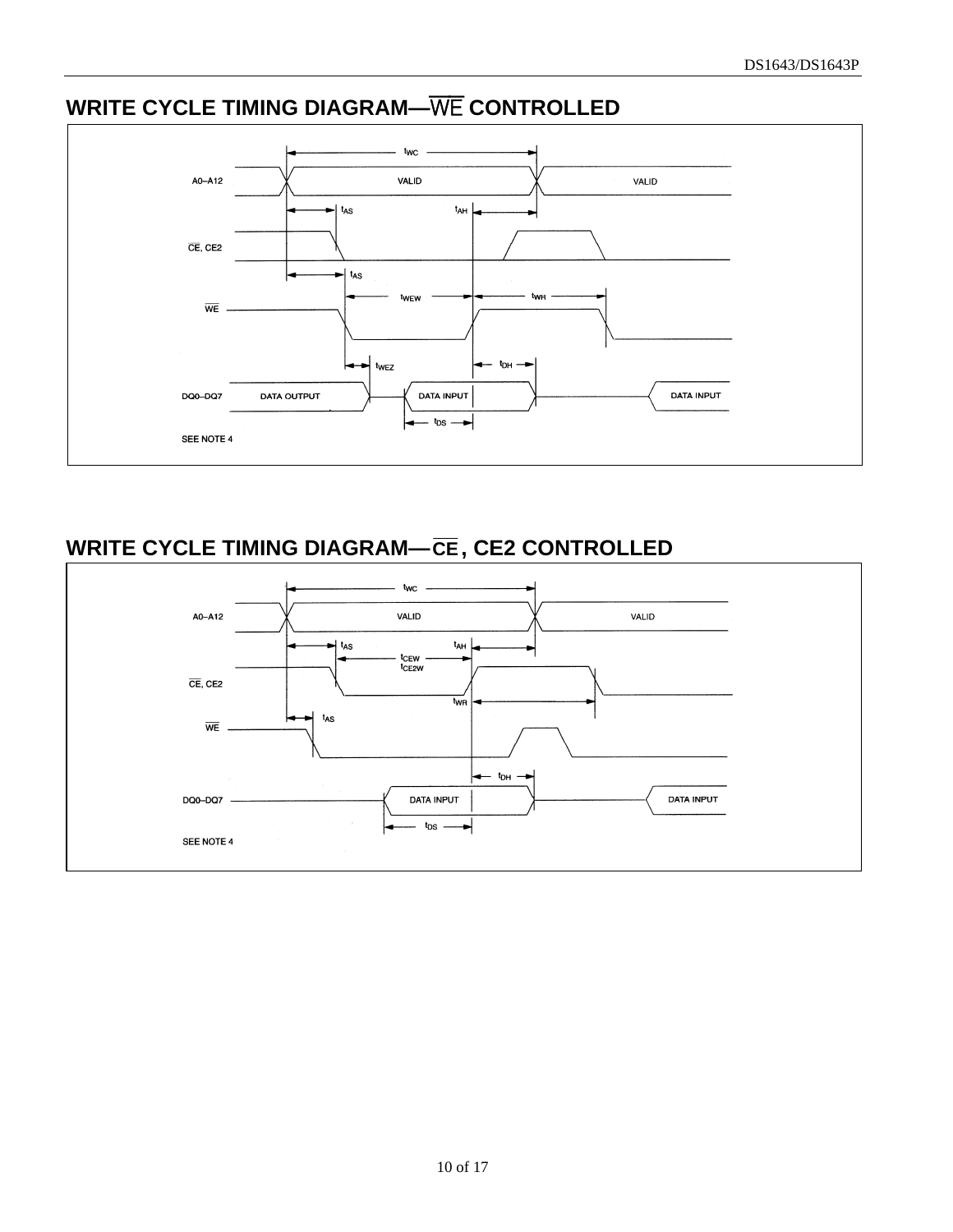## WRITE CYCLE TIMING DIAGRAM—$\overline{WE}$ CONTROLLED

$t_{WC}$

A0–A12 VALID VALID

$t_{AS}$ $t_{AH}$

$\overline{CE}$, CE2

$t_{AS}$

$t_{WEW}$ $t_{WR}$

$\overline{WE}$

$t_{WEZ}$ $t_{DH}$

DQ0–DQ7 DATA OUTPUT DATA INPUT DATA INPUT

$t_{DS}$

SEE NOTE 4

## WRITE CYCLE TIMING DIAGRAM—$\overline{CE}$, CE2 CONTROLLED

$t_{WC}$

A0–A12 VALID VALID

$t_{AS}$ $t_{AH}$

$t_{CEW}$
$t_{CE2W}$

$\overline{CE}$, CE2

$t_{WR}$

$t_{AS}$

$\overline{WE}$

$t_{DH}$

DQ0–DQ7 DATA INPUT DATA INPUT

$t_{DS}$

SEE NOTE 4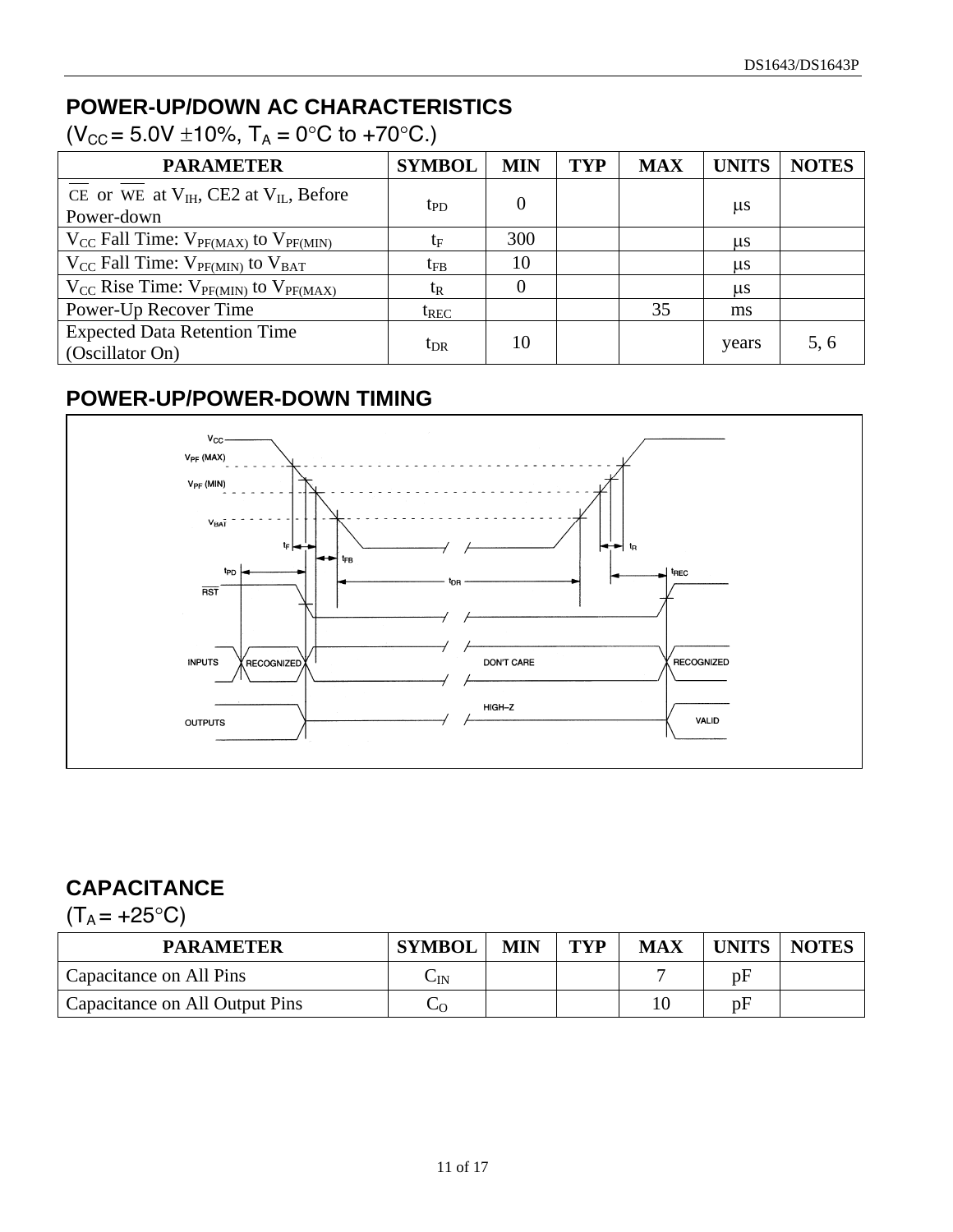## POWER-UP/DOWN AC CHARACTERISTICS

($V_{CC}$ = 5.0V ±10%, $T_A$ = 0°C to +70°C.)

| PARAMETER | SYMBOL | MIN | TYP | MAX | UNITS | NOTES |
|---|---|---|---|---|---|---|
| $\overline{CE}$ or $\overline{WE}$ at $V_{IH}$, CE2 at $V_{IL}$, Before Power-down | $t_{PD}$ | 0 | | | µs | |
| $V_{CC}$ Fall Time: $V_{PF(MAX)}$ to $V_{PF(MIN)}$ | $t_F$ | 300 | | | µs | |
| $V_{CC}$ Fall Time: $V_{PF(MIN)}$ to $V_{BAT}$ | $t_{FB}$ | 10 | | | µs | |
| $V_{CC}$ Rise Time: $V_{PF(MIN)}$ to $V_{PF(MAX)}$ | $t_R$ | 0 | | | µs | |
| Power-Up Recover Time | $t_{REC}$ | | | 35 | ms | |
| Expected Data Retention Time (Oscillator On) | $t_{DR}$ | 10 | | | years | 5, 6 |

## POWER-UP/POWER-DOWN TIMING

## CAPACITANCE

($T_A$ = +25°C)

| PARAMETER | SYMBOL | MIN | TYP | MAX | UNITS | NOTES |
|---|---|---|---|---|---|---|
| Capacitance on All Pins | $C_{IN}$ | | | 7 | pF | |
| Capacitance on All Output Pins | $C_O$ | | | 10 | pF | |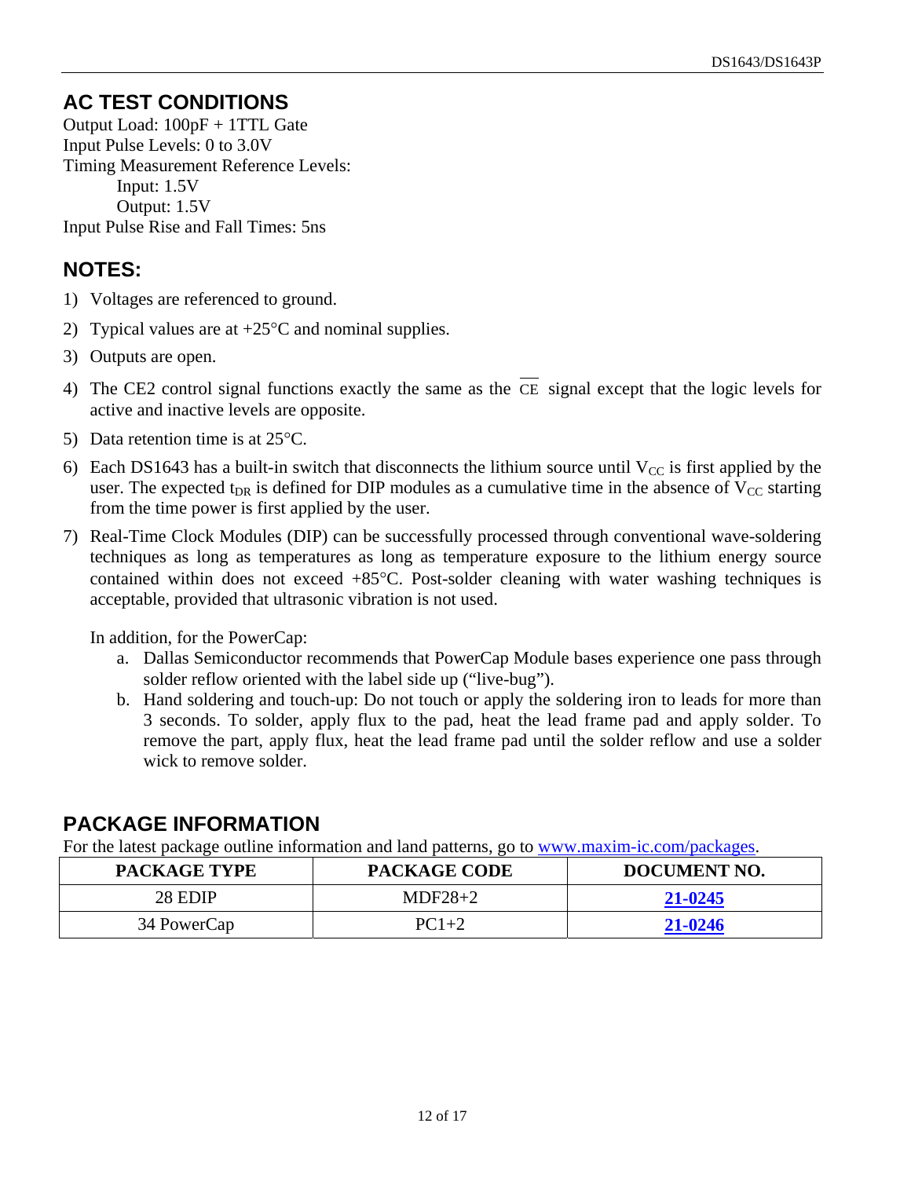## AC TEST CONDITIONS

Output Load: 100pF + 1TTL Gate
Input Pulse Levels: 0 to 3.0V
Timing Measurement Reference Levels:
Input: 1.5V
Output: 1.5V
Input Pulse Rise and Fall Times: 5ns

## NOTES:

1) Voltages are referenced to ground.
2) Typical values are at +25°C and nominal supplies.
3) Outputs are open.
4) The CE2 control signal functions exactly the same as the $\overline{CE}$ signal except that the logic levels for active and inactive levels are opposite.
5) Data retention time is at 25°C.
6) Each DS1643 has a built-in switch that disconnects the lithium source until $V_{CC}$ is first applied by the user. The expected $t_{DR}$ is defined for DIP modules as a cumulative time in the absence of $V_{CC}$ starting from the time power is first applied by the user.
7) Real-Time Clock Modules (DIP) can be successfully processed through conventional wave-soldering techniques as long as temperatures as long as temperature exposure to the lithium energy source contained within does not exceed +85°C. Post-solder cleaning with water washing techniques is acceptable, provided that ultrasonic vibration is not used.

   In addition, for the PowerCap:
   
   a. Dallas Semiconductor recommends that PowerCap Module bases experience one pass through solder reflow oriented with the label side up ("live-bug").
   b. Hand soldering and touch-up: Do not touch or apply the soldering iron to leads for more than 3 seconds. To solder, apply flux to the pad, heat the lead frame pad and apply solder. To remove the part, apply flux, heat the lead frame pad until the solder reflow and use a solder wick to remove solder.

## PACKAGE INFORMATION

For the latest package outline information and land patterns, go to www.maxim-ic.com/packages.

| PACKAGE TYPE | PACKAGE CODE | DOCUMENT NO. |
|---|---|---|
| 28 EDIP | MDF28+2 | 21-0245 |
| 34 PowerCap | PC1+2 | 21-0246 |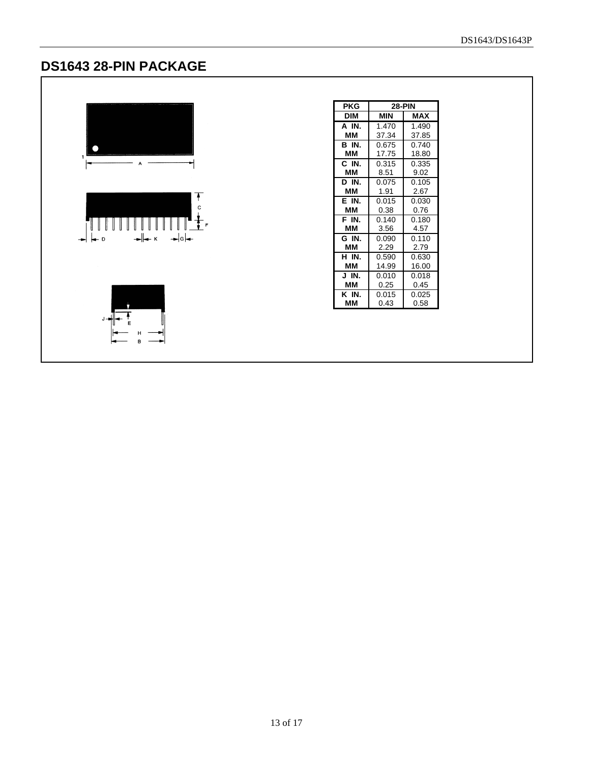## DS1643 28-PIN PACKAGE

| PKG | 28-PIN | |
|---|---|---|
| DIM | MIN | MAX |
| A IN. | 1.470 | 1.490 |
| MM | 37.34 | 37.85 |
| B IN. | 0.675 | 0.740 |
| MM | 17.75 | 18.80 |
| C IN. | 0.315 | 0.335 |
| MM | 8.51 | 9.02 |
| D IN. | 0.075 | 0.105 |
| MM | 1.91 | 2.67 |
| E IN. | 0.015 | 0.030 |
| MM | 0.38 | 0.76 |
| F IN. | 0.140 | 0.180 |
| MM | 3.56 | 4.57 |
| G IN. | 0.090 | 0.110 |
| MM | 2.29 | 2.79 |
| H IN. | 0.590 | 0.630 |
| MM | 14.99 | 16.00 |
| J IN. | 0.010 | 0.018 |
| MM | 0.25 | 0.45 |
| K IN. | 0.015 | 0.025 |
| MM | 0.43 | 0.58 |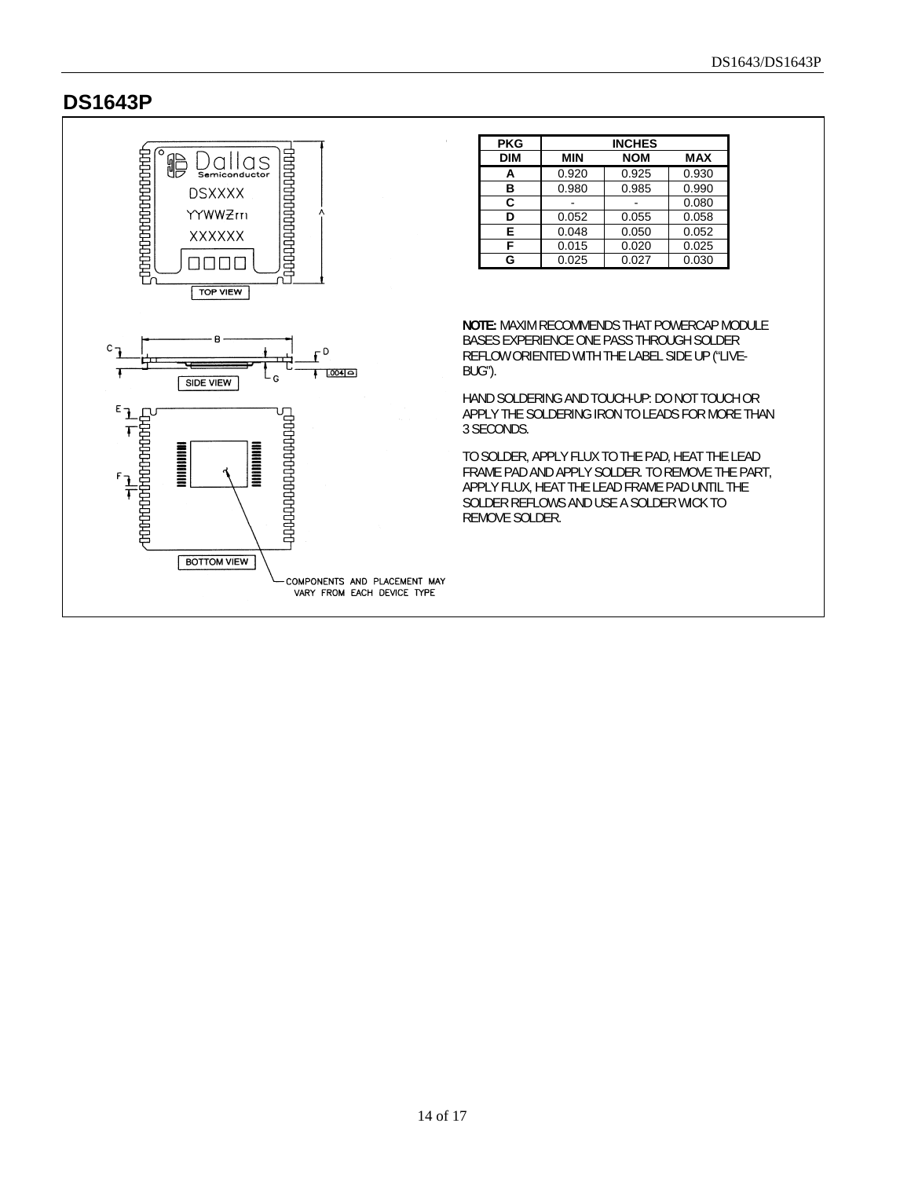## DS1643P

| PKG | INCHES | | |
|---|---|---|---|
| DIM | MIN | NOM | MAX |
| A | 0.920 | 0.925 | 0.930 |
| B | 0.980 | 0.985 | 0.990 |
| C | - | - | 0.080 |
| D | 0.052 | 0.055 | 0.058 |
| E | 0.048 | 0.050 | 0.052 |
| F | 0.015 | 0.020 | 0.025 |
| G | 0.025 | 0.027 | 0.030 |

**NOTE:** MAXIM RECOMMENDS THAT POWERCAP MODULE BASES EXPERIENCE ONE PASS THROUGH SOLDER REFLOW ORIENTED WITH THE LABEL SIDE UP ("LIVE-BUG").

HAND SOLDERING AND TOUCH-UP: DO NOT TOUCH OR APPLY THE SOLDERING IRON TO LEADS FOR MORE THAN 3 SECONDS.

TO SOLDER, APPLY FLUX TO THE PAD, HEAT THE LEAD FRAME PAD AND APPLY SOLDER. TO REMOVE THE PART, APPLY FLUX, HEAT THE LEAD FRAME PAD UNTIL THE SOLDER REFLOWS AND USE A SOLDER WICK TO REMOVE SOLDER.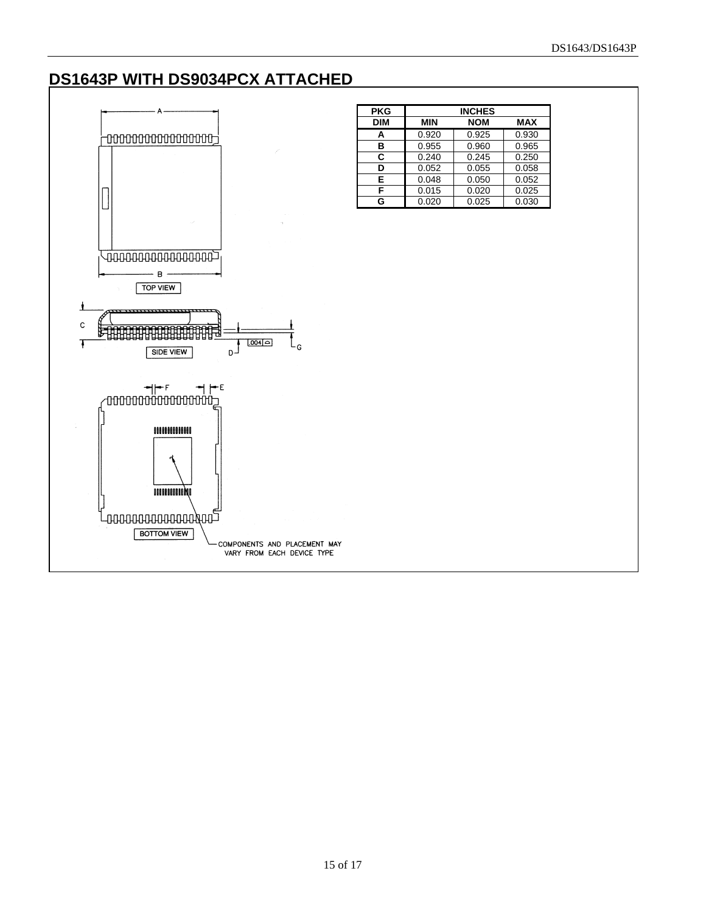## DS1643P WITH DS9034PCX ATTACHED

TOP VIEW

SIDE VIEW

BOTTOM VIEW

COMPONENTS AND PLACEMENT MAY VARY FROM EACH DEVICE TYPE

| PKG DIM | INCHES MIN | NOM | MAX |
|---|---|---|---|
| A | 0.920 | 0.925 | 0.930 |
| B | 0.955 | 0.960 | 0.965 |
| C | 0.240 | 0.245 | 0.250 |
| D | 0.052 | 0.055 | 0.058 |
| E | 0.048 | 0.050 | 0.052 |
| F | 0.015 | 0.020 | 0.025 |
| G | 0.020 | 0.025 | 0.030 |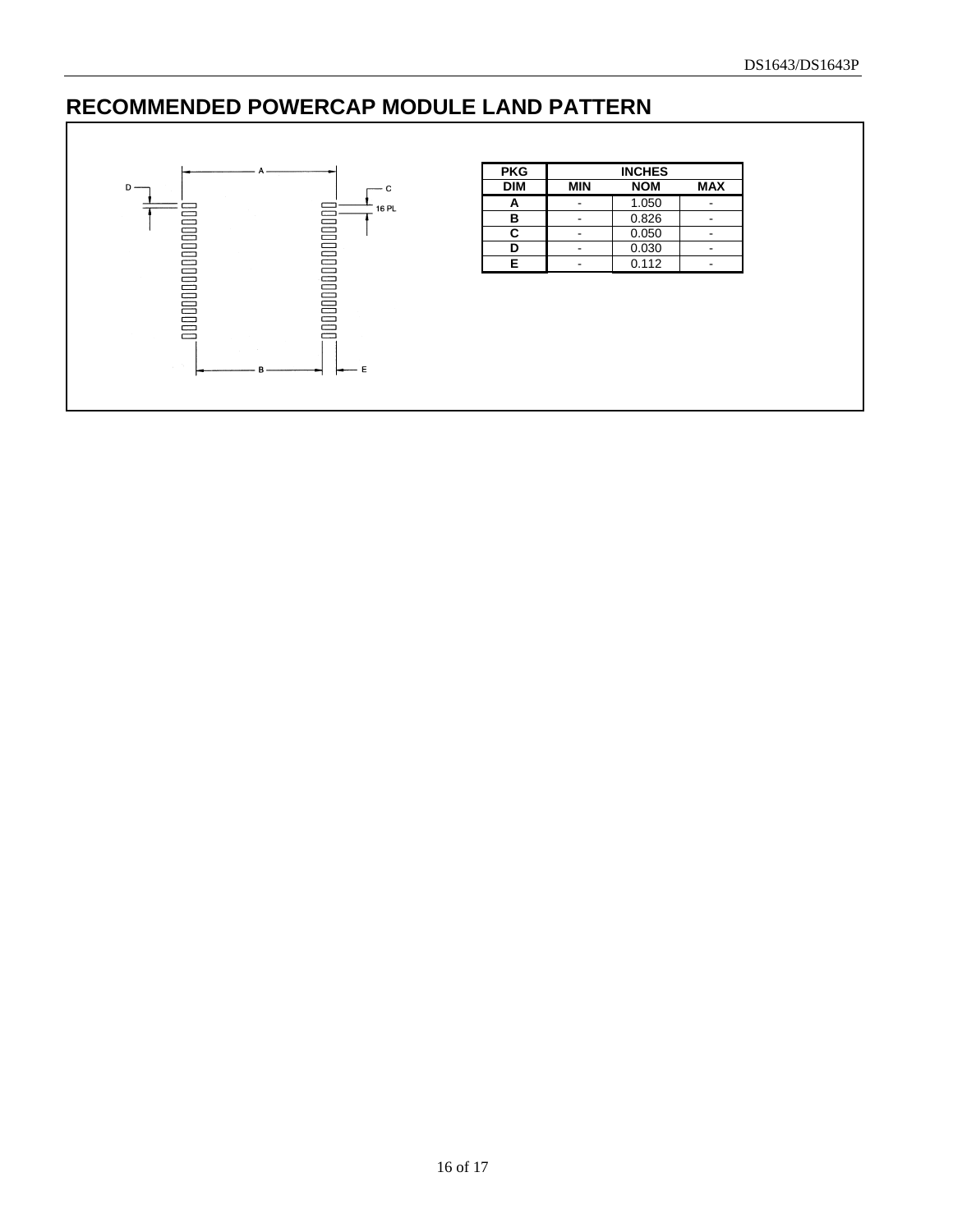# RECOMMENDED POWERCAP MODULE LAND PATTERN

| PKG | INCHES | | |
|---|---|---|---|
| DIM | MIN | NOM | MAX |
| A | - | 1.050 | - |
| B | - | 0.826 | - |
| C | - | 0.050 | - |
| D | - | 0.030 | - |
| E | - | 0.112 | - |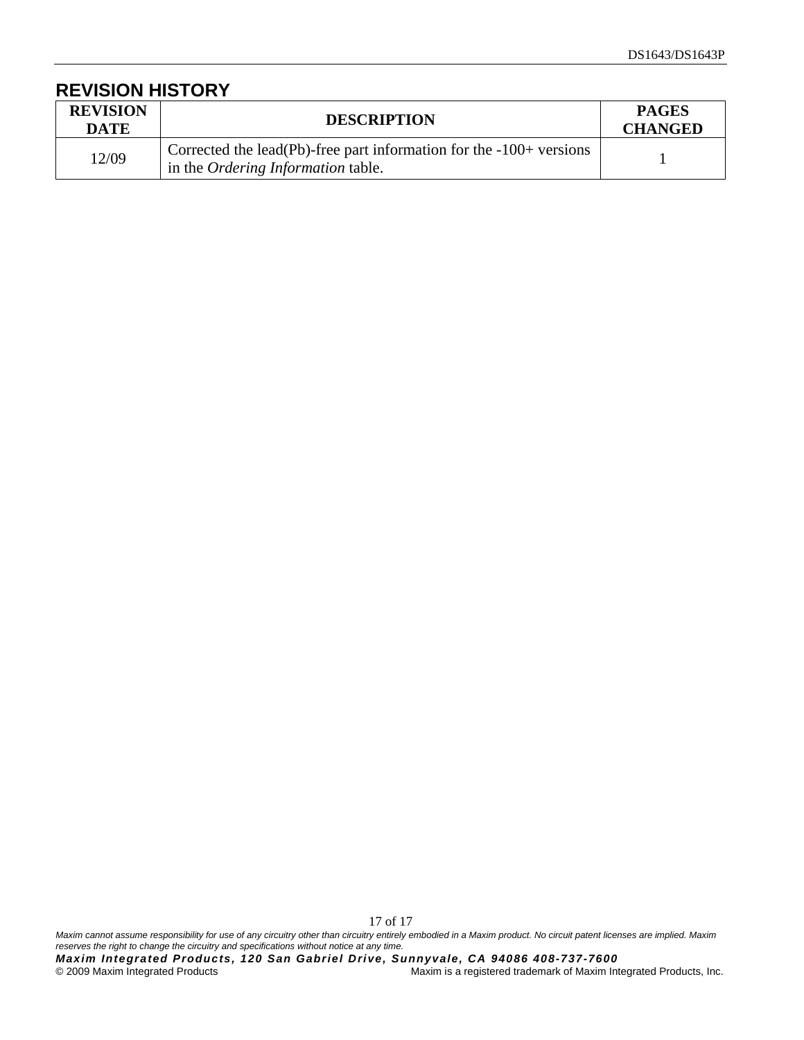## REVISION HISTORY

| REVISION DATE | DESCRIPTION | PAGES CHANGED |
|---|---|---|
| 12/09 | Corrected the lead(Pb)-free part information for the -100+ versions in the *Ordering Information* table. | 1 |

*Maxim cannot assume responsibility for use of any circuitry other than circuitry entirely embodied in a Maxim product. No circuit patent licenses are implied. Maxim reserves the right to change the circuitry and specifications without notice at any time.*

***Maxim Integrated Products, 120 San Gabriel Drive, Sunnyvale, CA 94086 408-737-7600***

© 2009 Maxim Integrated Products Maxim is a registered trademark of Maxim Integrated Products, Inc.